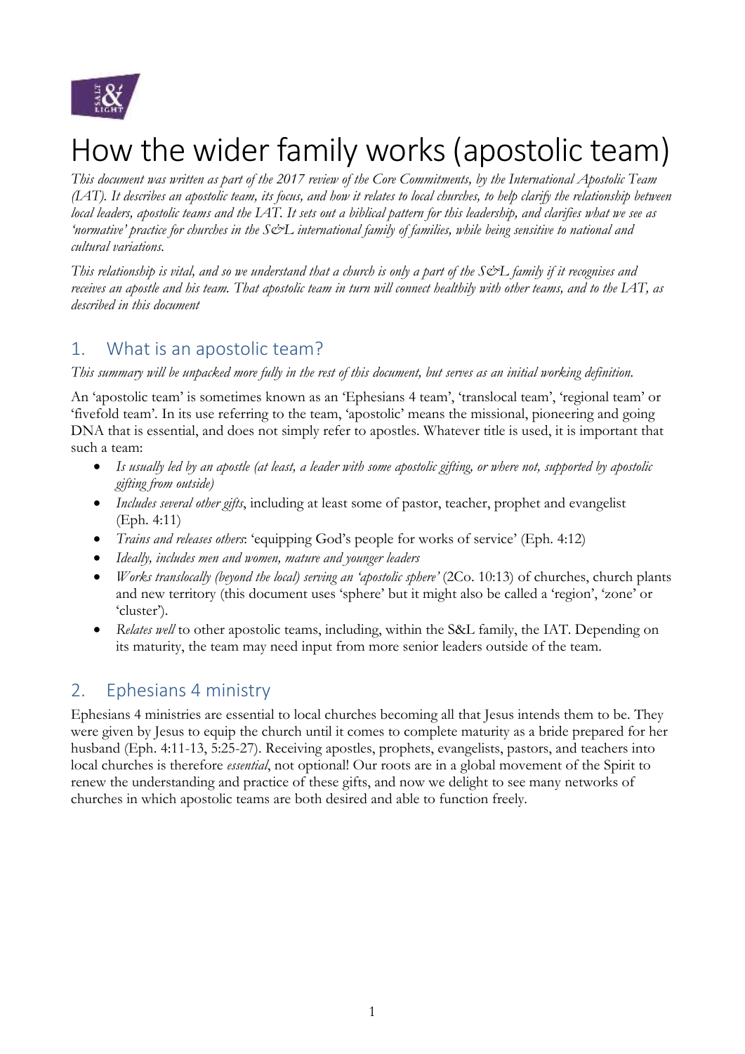# How the wider family works (apostolic team)

*This document was written as part of the 2017 review of the Core Commitments, by the International Apostolic Team (IAT). It describes an apostolic team, its focus, and how it relates to local churches, to help clarify the relationship between local leaders, apostolic teams and the IAT. It sets out a biblical pattern for this leadership, and clarifies what we see as 'normative' practice for churches in the S&L international family of families, while being sensitive to national and cultural variations.*

*This relationship is vital, and so we understand that a church is only a part of the S&L family if it recognises and receives an apostle and his team. That apostolic team in turn will connect healthily with other teams, and to the IAT, as described in this document*

## 1. What is an apostolic team?

*This summary will be unpacked more fully in the rest of this document, but serves as an initial working definition.*

An 'apostolic team' is sometimes known as an 'Ephesians 4 team', 'translocal team', 'regional team' or 'fivefold team'. In its use referring to the team, 'apostolic' means the missional, pioneering and going DNA that is essential, and does not simply refer to apostles. Whatever title is used, it is important that such a team:

- *Is usually led by an apostle (at least, a leader with some apostolic gifting, or where not, supported by apostolic gifting from outside)*
- *Includes several other gifts*, including at least some of pastor, teacher, prophet and evangelist (Eph. 4:11)
- *Trains and releases others*: 'equipping God's people for works of service' (Eph. 4:12)
- *Ideally, includes men and women, mature and younger leaders*
- *Works translocally (beyond the local) serving an 'apostolic sphere'* (2Co. 10:13) of churches, church plants and new territory (this document uses 'sphere' but it might also be called a 'region', 'zone' or 'cluster').
- *Relates well* to other apostolic teams, including, within the S&L family, the IAT. Depending on its maturity, the team may need input from more senior leaders outside of the team.

## 2. Ephesians 4 ministry

Ephesians 4 ministries are essential to local churches becoming all that Jesus intends them to be. They were given by Jesus to equip the church until it comes to complete maturity as a bride prepared for her husband (Eph. 4:11-13, 5:25-27). Receiving apostles, prophets, evangelists, pastors, and teachers into local churches is therefore *essential*, not optional! Our roots are in a global movement of the Spirit to renew the understanding and practice of these gifts, and now we delight to see many networks of churches in which apostolic teams are both desired and able to function freely.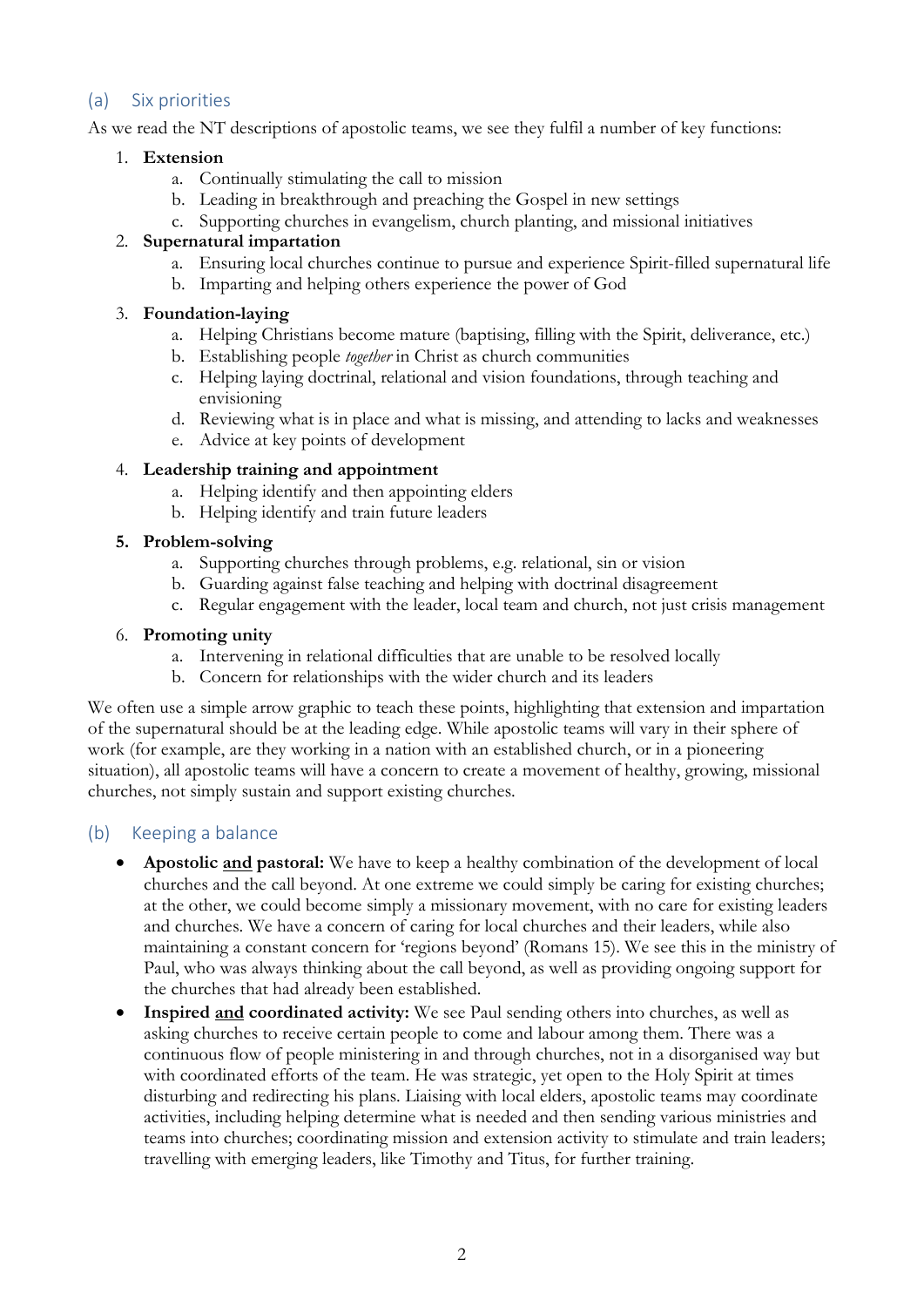## (a) Six priorities

As we read the NT descriptions of apostolic teams, we see they fulfil a number of key functions:

1. **Extension**
    a. Continually stimulating the call to mission
    b. Leading in breakthrough and preaching the Gospel in new settings
    c. Supporting churches in evangelism, church planting, and missional initiatives
2. **Supernatural impartation**
    a. Ensuring local churches continue to pursue and experience Spirit-filled supernatural life
    b. Imparting and helping others experience the power of God
3. **Foundation-laying**
    a. Helping Christians become mature (baptising, filling with the Spirit, deliverance, etc.)
    b. Establishing people *together* in Christ as church communities
    c. Helping laying doctrinal, relational and vision foundations, through teaching and envisioning
    d. Reviewing what is in place and what is missing, and attending to lacks and weaknesses
    e. Advice at key points of development
4. **Leadership training and appointment**
    a. Helping identify and then appointing elders
    b. Helping identify and train future leaders
5. **Problem-solving**
    a. Supporting churches through problems, e.g. relational, sin or vision
    b. Guarding against false teaching and helping with doctrinal disagreement
    c. Regular engagement with the leader, local team and church, not just crisis management
6. **Promoting unity**
    a. Intervening in relational difficulties that are unable to be resolved locally
    b. Concern for relationships with the wider church and its leaders

We often use a simple arrow graphic to teach these points, highlighting that extension and impartation of the supernatural should be at the leading edge. While apostolic teams will vary in their sphere of work (for example, are they working in a nation with an established church, or in a pioneering situation), all apostolic teams will have a concern to create a movement of healthy, growing, missional churches, not simply sustain and support existing churches.

## (b) Keeping a balance

- **Apostolic <u>and</u> pastoral:** We have to keep a healthy combination of the development of local churches and the call beyond. At one extreme we could simply be caring for existing churches; at the other, we could become simply a missionary movement, with no care for existing leaders and churches. We have a concern of caring for local churches and their leaders, while also maintaining a constant concern for 'regions beyond' (Romans 15). We see this in the ministry of Paul, who was always thinking about the call beyond, as well as providing ongoing support for the churches that had already been established.
- **Inspired <u>and</u> coordinated activity:** We see Paul sending others into churches, as well as asking churches to receive certain people to come and labour among them. There was a continuous flow of people ministering in and through churches, not in a disorganised way but with coordinated efforts of the team. He was strategic, yet open to the Holy Spirit at times disturbing and redirecting his plans. Liaising with local elders, apostolic teams may coordinate activities, including helping determine what is needed and then sending various ministries and teams into churches; coordinating mission and extension activity to stimulate and train leaders; travelling with emerging leaders, like Timothy and Titus, for further training.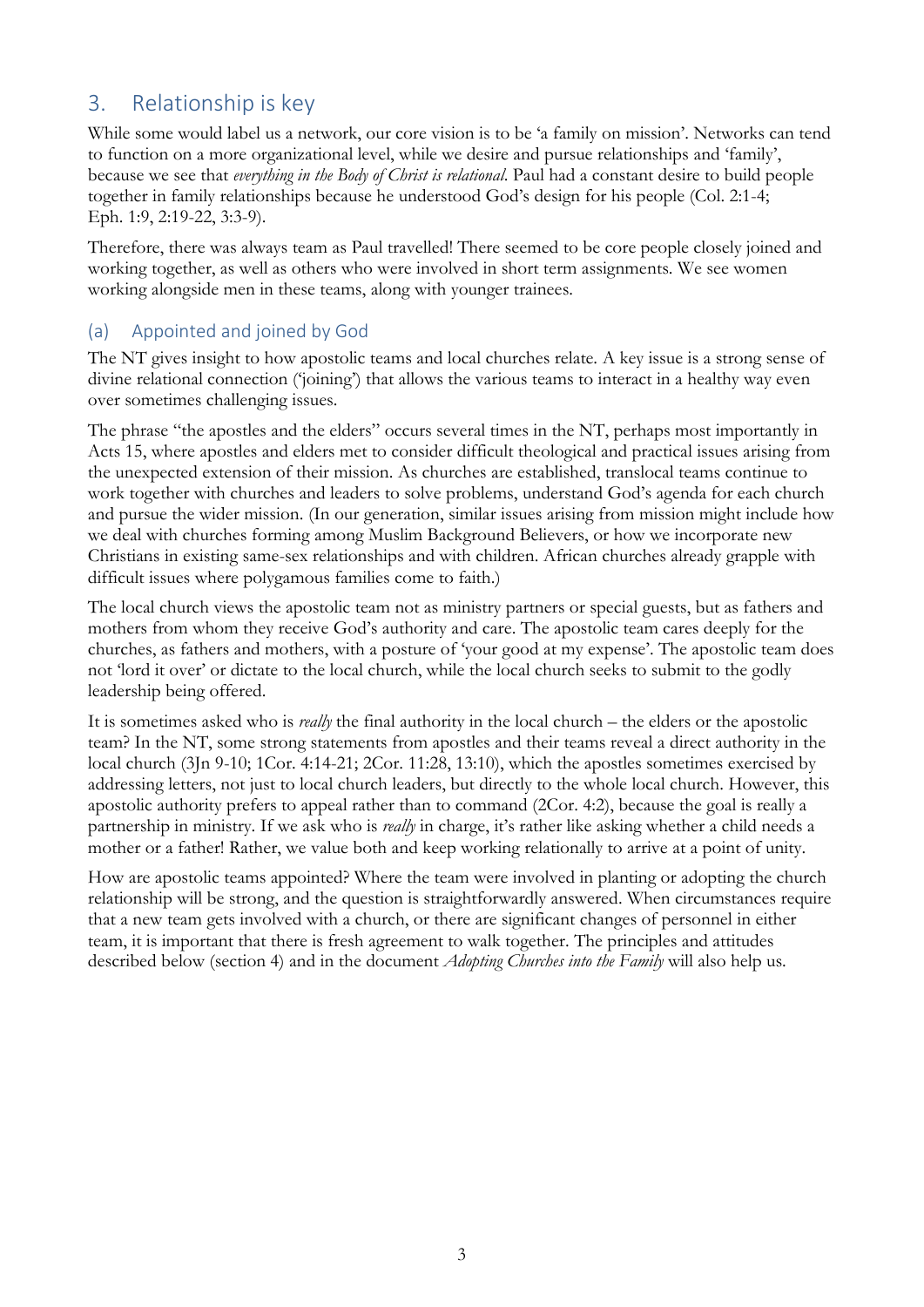## 3. Relationship is key

While some would label us a network, our core vision is to be 'a family on mission'. Networks can tend to function on a more organizational level, while we desire and pursue relationships and 'family', because we see that *everything in the Body of Christ is relational*. Paul had a constant desire to build people together in family relationships because he understood God's design for his people (Col. 2:1-4; Eph. 1:9, 2:19-22, 3:3-9).

Therefore, there was always team as Paul travelled! There seemed to be core people closely joined and working together, as well as others who were involved in short term assignments. We see women working alongside men in these teams, along with younger trainees.

### (a) Appointed and joined by God

The NT gives insight to how apostolic teams and local churches relate. A key issue is a strong sense of divine relational connection ('joining') that allows the various teams to interact in a healthy way even over sometimes challenging issues.

The phrase "the apostles and the elders" occurs several times in the NT, perhaps most importantly in Acts 15, where apostles and elders met to consider difficult theological and practical issues arising from the unexpected extension of their mission. As churches are established, translocal teams continue to work together with churches and leaders to solve problems, understand God's agenda for each church and pursue the wider mission. (In our generation, similar issues arising from mission might include how we deal with churches forming among Muslim Background Believers, or how we incorporate new Christians in existing same-sex relationships and with children. African churches already grapple with difficult issues where polygamous families come to faith.)

The local church views the apostolic team not as ministry partners or special guests, but as fathers and mothers from whom they receive God's authority and care. The apostolic team cares deeply for the churches, as fathers and mothers, with a posture of 'your good at my expense'. The apostolic team does not 'lord it over' or dictate to the local church, while the local church seeks to submit to the godly leadership being offered.

It is sometimes asked who is *really* the final authority in the local church – the elders or the apostolic team? In the NT, some strong statements from apostles and their teams reveal a direct authority in the local church (3Jn 9-10; 1Cor. 4:14-21; 2Cor. 11:28, 13:10), which the apostles sometimes exercised by addressing letters, not just to local church leaders, but directly to the whole local church. However, this apostolic authority prefers to appeal rather than to command (2Cor. 4:2), because the goal is really a partnership in ministry. If we ask who is *really* in charge, it's rather like asking whether a child needs a mother or a father! Rather, we value both and keep working relationally to arrive at a point of unity.

How are apostolic teams appointed? Where the team were involved in planting or adopting the church relationship will be strong, and the question is straightforwardly answered. When circumstances require that a new team gets involved with a church, or there are significant changes of personnel in either team, it is important that there is fresh agreement to walk together. The principles and attitudes described below (section 4) and in the document *Adopting Churches into the Family* will also help us.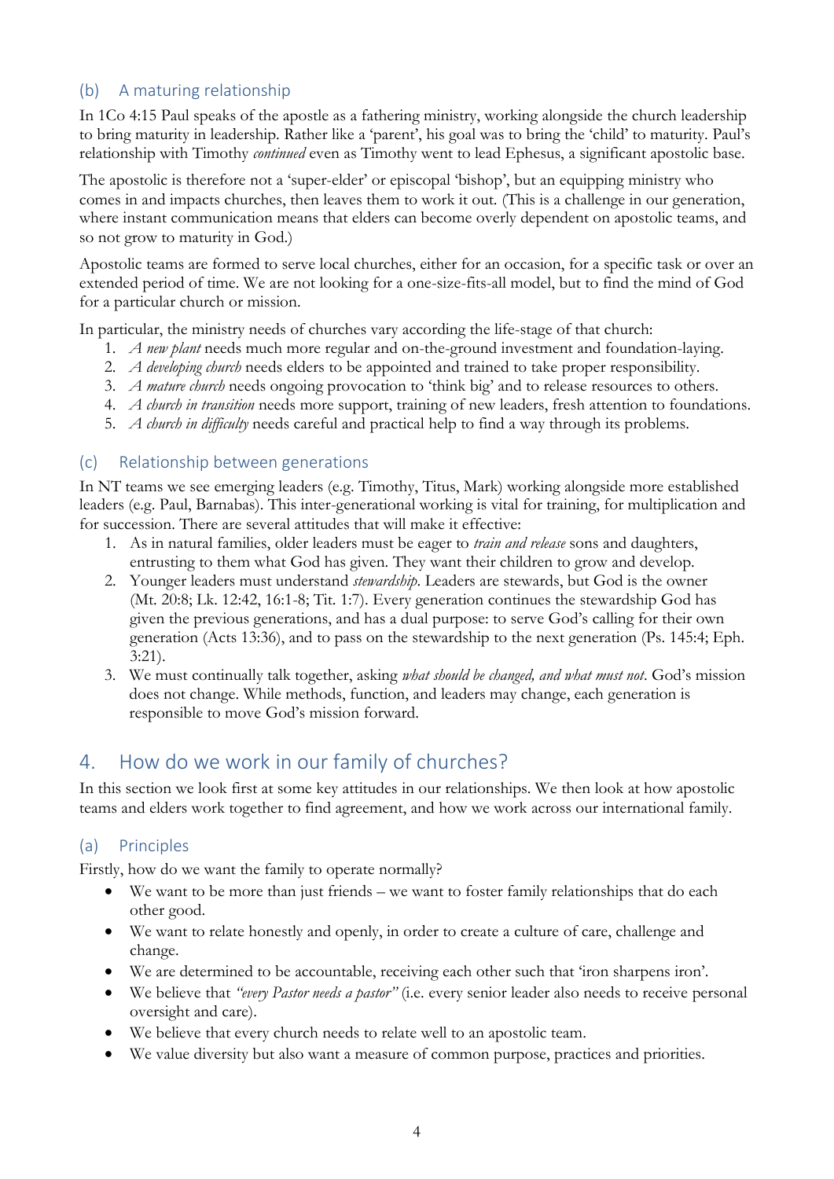### (b) A maturing relationship

In 1Co 4:15 Paul speaks of the apostle as a fathering ministry, working alongside the church leadership to bring maturity in leadership. Rather like a 'parent', his goal was to bring the 'child' to maturity. Paul's relationship with Timothy *continued* even as Timothy went to lead Ephesus, a significant apostolic base.

The apostolic is therefore not a 'super-elder' or episcopal 'bishop', but an equipping ministry who comes in and impacts churches, then leaves them to work it out. (This is a challenge in our generation, where instant communication means that elders can become overly dependent on apostolic teams, and so not grow to maturity in God.)

Apostolic teams are formed to serve local churches, either for an occasion, for a specific task or over an extended period of time. We are not looking for a one-size-fits-all model, but to find the mind of God for a particular church or mission.

In particular, the ministry needs of churches vary according the life-stage of that church:

1. *A new plant* needs much more regular and on-the-ground investment and foundation-laying.
2. *A developing church* needs elders to be appointed and trained to take proper responsibility.
3. *A mature church* needs ongoing provocation to 'think big' and to release resources to others.
4. *A church in transition* needs more support, training of new leaders, fresh attention to foundations.
5. *A church in difficulty* needs careful and practical help to find a way through its problems.

### (c) Relationship between generations

In NT teams we see emerging leaders (e.g. Timothy, Titus, Mark) working alongside more established leaders (e.g. Paul, Barnabas). This inter-generational working is vital for training, for multiplication and for succession. There are several attitudes that will make it effective:

1. As in natural families, older leaders must be eager to *train and release* sons and daughters, entrusting to them what God has given. They want their children to grow and develop.
2. Younger leaders must understand *stewardship*. Leaders are stewards, but God is the owner (Mt. 20:8; Lk. 12:42, 16:1-8; Tit. 1:7). Every generation continues the stewardship God has given the previous generations, and has a dual purpose: to serve God's calling for their own generation (Acts 13:36), and to pass on the stewardship to the next generation (Ps. 145:4; Eph. 3:21).
3. We must continually talk together, asking *what should be changed, and what must not*. God's mission does not change. While methods, function, and leaders may change, each generation is responsible to move God's mission forward.

## 4. How do we work in our family of churches?

In this section we look first at some key attitudes in our relationships. We then look at how apostolic teams and elders work together to find agreement, and how we work across our international family.

### (a) Principles

Firstly, how do we want the family to operate normally?

- We want to be more than just friends – we want to foster family relationships that do each other good.
- We want to relate honestly and openly, in order to create a culture of care, challenge and change.
- We are determined to be accountable, receiving each other such that 'iron sharpens iron'.
- We believe that *"every Pastor needs a pastor"* (i.e. every senior leader also needs to receive personal oversight and care).
- We believe that every church needs to relate well to an apostolic team.
- We value diversity but also want a measure of common purpose, practices and priorities.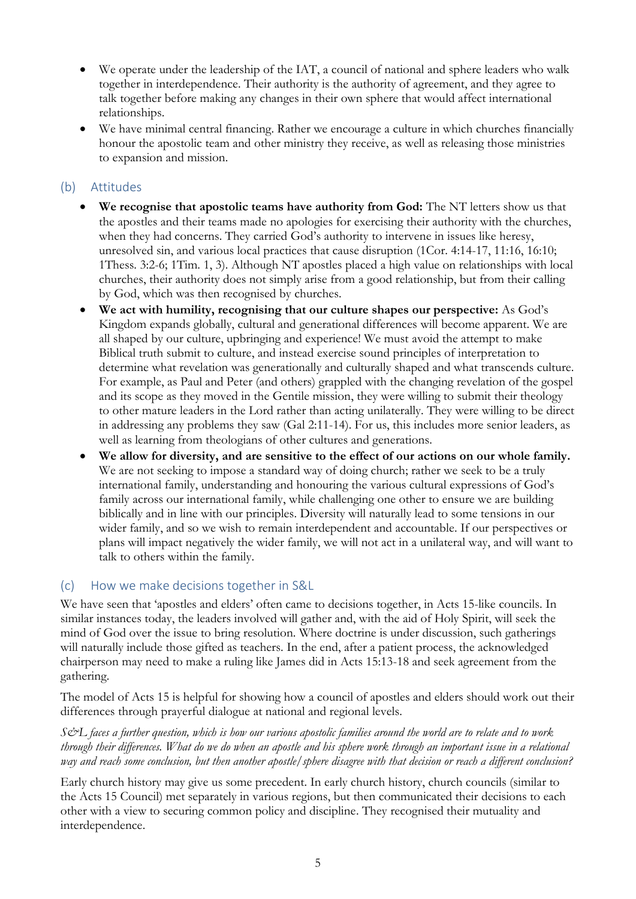- We operate under the leadership of the IAT, a council of national and sphere leaders who walk together in interdependence. Their authority is the authority of agreement, and they agree to talk together before making any changes in their own sphere that would affect international relationships.
- We have minimal central financing. Rather we encourage a culture in which churches financially honour the apostolic team and other ministry they receive, as well as releasing those ministries to expansion and mission.

## (b) Attitudes

- **We recognise that apostolic teams have authority from God:** The NT letters show us that the apostles and their teams made no apologies for exercising their authority with the churches, when they had concerns. They carried God's authority to intervene in issues like heresy, unresolved sin, and various local practices that cause disruption (1Cor. 4:14-17, 11:16, 16:10; 1Thess. 3:2-6; 1Tim. 1, 3). Although NT apostles placed a high value on relationships with local churches, their authority does not simply arise from a good relationship, but from their calling by God, which was then recognised by churches.
- **We act with humility, recognising that our culture shapes our perspective:** As God's Kingdom expands globally, cultural and generational differences will become apparent. We are all shaped by our culture, upbringing and experience! We must avoid the attempt to make Biblical truth submit to culture, and instead exercise sound principles of interpretation to determine what revelation was generationally and culturally shaped and what transcends culture. For example, as Paul and Peter (and others) grappled with the changing revelation of the gospel and its scope as they moved in the Gentile mission, they were willing to submit their theology to other mature leaders in the Lord rather than acting unilaterally. They were willing to be direct in addressing any problems they saw (Gal 2:11-14). For us, this includes more senior leaders, as well as learning from theologians of other cultures and generations.
- **We allow for diversity, and are sensitive to the effect of our actions on our whole family.** We are not seeking to impose a standard way of doing church; rather we seek to be a truly international family, understanding and honouring the various cultural expressions of God's family across our international family, while challenging one other to ensure we are building biblically and in line with our principles. Diversity will naturally lead to some tensions in our wider family, and so we wish to remain interdependent and accountable. If our perspectives or plans will impact negatively the wider family, we will not act in a unilateral way, and will want to talk to others within the family.

## (c) How we make decisions together in S&L

We have seen that 'apostles and elders' often came to decisions together, in Acts 15-like councils. In similar instances today, the leaders involved will gather and, with the aid of Holy Spirit, will seek the mind of God over the issue to bring resolution. Where doctrine is under discussion, such gatherings will naturally include those gifted as teachers. In the end, after a patient process, the acknowledged chairperson may need to make a ruling like James did in Acts 15:13-18 and seek agreement from the gathering.

The model of Acts 15 is helpful for showing how a council of apostles and elders should work out their differences through prayerful dialogue at national and regional levels.

*S&L faces a further question, which is how our various apostolic families around the world are to relate and to work through their differences. What do we do when an apostle and his sphere work through an important issue in a relational way and reach some conclusion, but then another apostle/sphere disagree with that decision or reach a different conclusion?*

Early church history may give us some precedent. In early church history, church councils (similar to the Acts 15 Council) met separately in various regions, but then communicated their decisions to each other with a view to securing common policy and discipline. They recognised their mutuality and interdependence.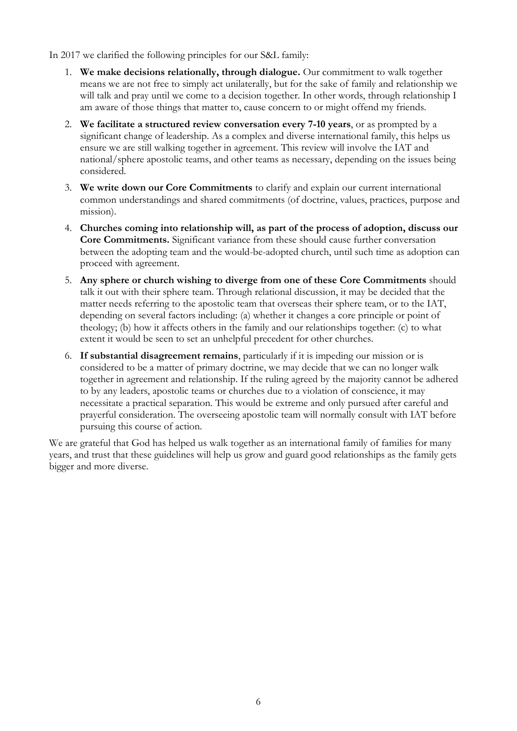In 2017 we clarified the following principles for our S&L family:

1. **We make decisions relationally, through dialogue.** Our commitment to walk together means we are not free to simply act unilaterally, but for the sake of family and relationship we will talk and pray until we come to a decision together. In other words, through relationship I am aware of those things that matter to, cause concern to or might offend my friends.
2. **We facilitate a structured review conversation every 7-10 years**, or as prompted by a significant change of leadership. As a complex and diverse international family, this helps us ensure we are still walking together in agreement. This review will involve the IAT and national/sphere apostolic teams, and other teams as necessary, depending on the issues being considered.
3. **We write down our Core Commitments** to clarify and explain our current international common understandings and shared commitments (of doctrine, values, practices, purpose and mission).
4. **Churches coming into relationship will, as part of the process of adoption, discuss our Core Commitments.** Significant variance from these should cause further conversation between the adopting team and the would-be-adopted church, until such time as adoption can proceed with agreement.
5. **Any sphere or church wishing to diverge from one of these Core Commitments** should talk it out with their sphere team. Through relational discussion, it may be decided that the matter needs referring to the apostolic team that overseas their sphere team, or to the IAT, depending on several factors including: (a) whether it changes a core principle or point of theology; (b) how it affects others in the family and our relationships together: (c) to what extent it would be seen to set an unhelpful precedent for other churches.
6. **If substantial disagreement remains**, particularly if it is impeding our mission or is considered to be a matter of primary doctrine, we may decide that we can no longer walk together in agreement and relationship. If the ruling agreed by the majority cannot be adhered to by any leaders, apostolic teams or churches due to a violation of conscience, it may necessitate a practical separation. This would be extreme and only pursued after careful and prayerful consideration. The overseeing apostolic team will normally consult with IAT before pursuing this course of action.

We are grateful that God has helped us walk together as an international family of families for many years, and trust that these guidelines will help us grow and guard good relationships as the family gets bigger and more diverse.